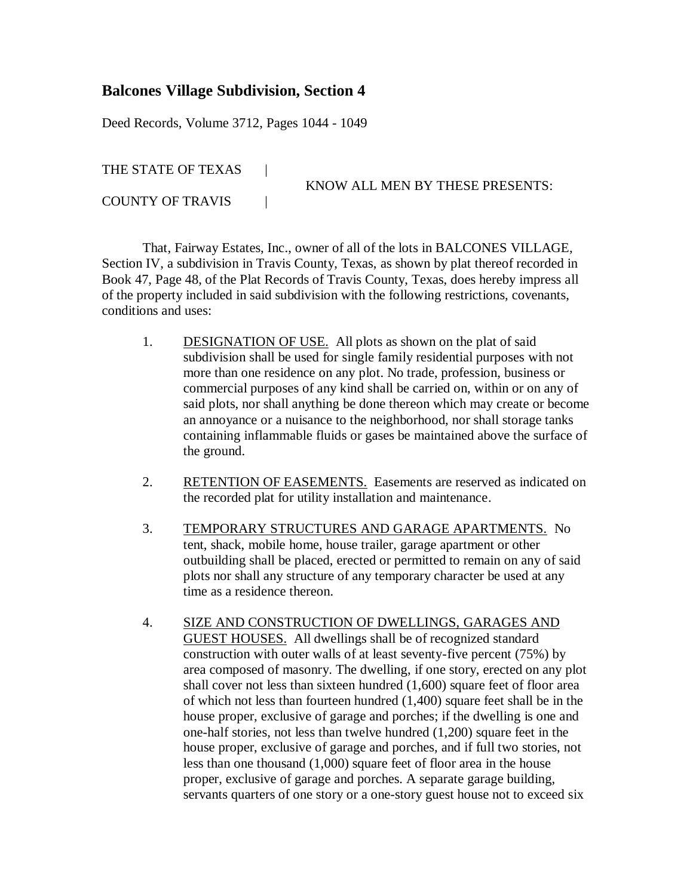## Balcones Village Subdivision, Section 4

Deed Records, Volume 3712, Pages 1044 - 1049

THE STATE OF TEXAS |
KNOW ALL MEN BY THESE PRESENTS:
COUNTY OF TRAVIS |

That, Fairway Estates, Inc., owner of all of the lots in BALCONES VILLAGE, Section IV, a subdivision in Travis County, Texas, as shown by plat thereof recorded in Book 47, Page 48, of the Plat Records of Travis County, Texas, does hereby impress all of the property included in said subdivision with the following restrictions, covenants, conditions and uses:

1. DESIGNATION OF USE. All plots as shown on the plat of said subdivision shall be used for single family residential purposes with not more than one residence on any plot. No trade, profession, business or commercial purposes of any kind shall be carried on, within or on any of said plots, nor shall anything be done thereon which may create or become an annoyance or a nuisance to the neighborhood, nor shall storage tanks containing inflammable fluids or gases be maintained above the surface of the ground.

2. RETENTION OF EASEMENTS. Easements are reserved as indicated on the recorded plat for utility installation and maintenance.

3. TEMPORARY STRUCTURES AND GARAGE APARTMENTS. No tent, shack, mobile home, house trailer, garage apartment or other outbuilding shall be placed, erected or permitted to remain on any of said plots nor shall any structure of any temporary character be used at any time as a residence thereon.

4. SIZE AND CONSTRUCTION OF DWELLINGS, GARAGES AND GUEST HOUSES. All dwellings shall be of recognized standard construction with outer walls of at least seventy-five percent (75%) by area composed of masonry. The dwelling, if one story, erected on any plot shall cover not less than sixteen hundred (1,600) square feet of floor area of which not less than fourteen hundred (1,400) square feet shall be in the house proper, exclusive of garage and porches; if the dwelling is one and one-half stories, not less than twelve hundred (1,200) square feet in the house proper, exclusive of garage and porches, and if full two stories, not less than one thousand (1,000) square feet of floor area in the house proper, exclusive of garage and porches. A separate garage building, servants quarters of one story or a one-story guest house not to exceed six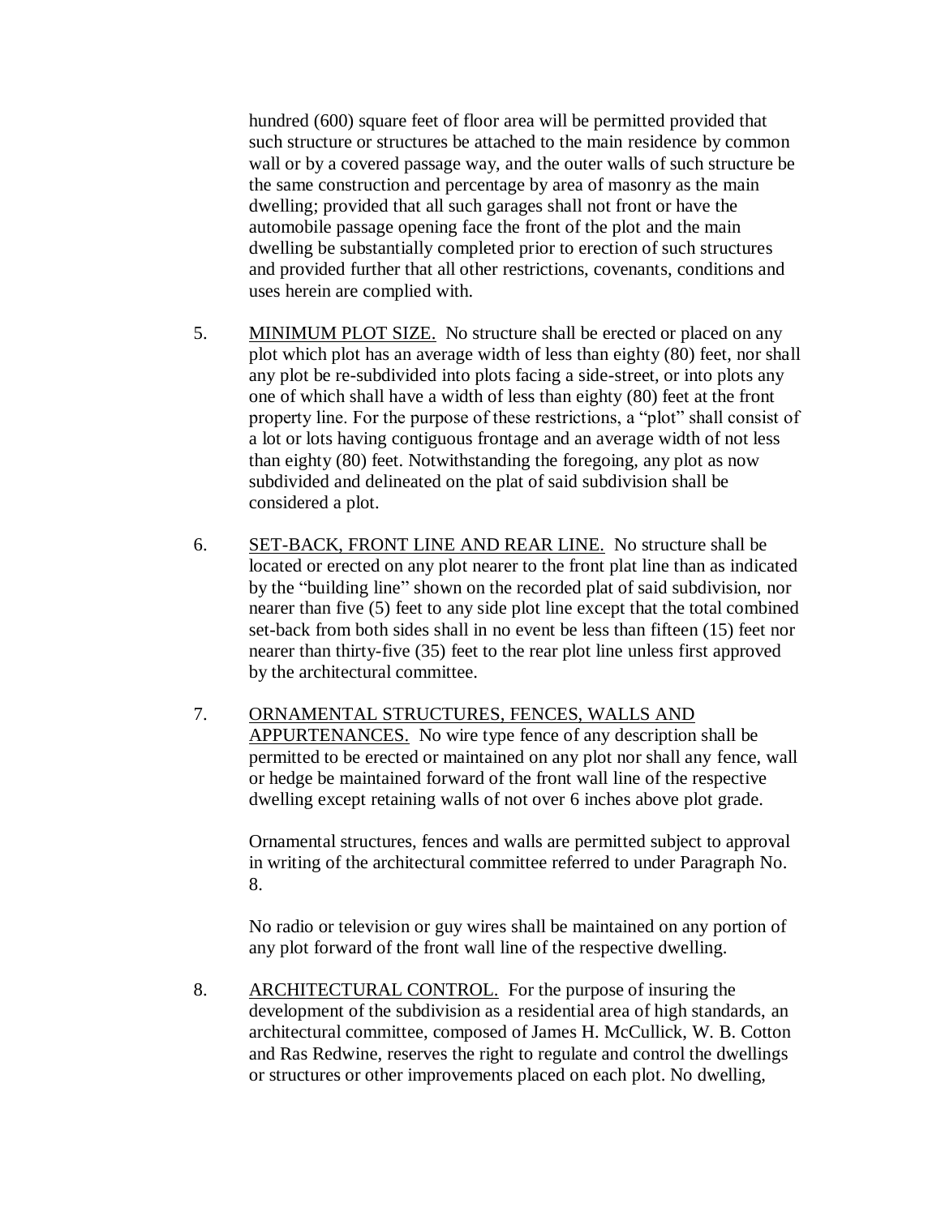hundred (600) square feet of floor area will be permitted provided that such structure or structures be attached to the main residence by common wall or by a covered passage way, and the outer walls of such structure be the same construction and percentage by area of masonry as the main dwelling; provided that all such garages shall not front or have the automobile passage opening face the front of the plot and the main dwelling be substantially completed prior to erection of such structures and provided further that all other restrictions, covenants, conditions and uses herein are complied with.

5. <u>MINIMUM PLOT SIZE.</u> No structure shall be erected or placed on any plot which plot has an average width of less than eighty (80) feet, nor shall any plot be re-subdivided into plots facing a side-street, or into plots any one of which shall have a width of less than eighty (80) feet at the front property line. For the purpose of these restrictions, a "plot" shall consist of a lot or lots having contiguous frontage and an average width of not less than eighty (80) feet. Notwithstanding the foregoing, any plot as now subdivided and delineated on the plat of said subdivision shall be considered a plot.

6. <u>SET-BACK, FRONT LINE AND REAR LINE.</u> No structure shall be located or erected on any plot nearer to the front plat line than as indicated by the "building line" shown on the recorded plat of said subdivision, nor nearer than five (5) feet to any side plot line except that the total combined set-back from both sides shall in no event be less than fifteen (15) feet nor nearer than thirty-five (35) feet to the rear plot line unless first approved by the architectural committee.

7. <u>ORNAMENTAL STRUCTURES, FENCES, WALLS AND APPURTENANCES.</u> No wire type fence of any description shall be permitted to be erected or maintained on any plot nor shall any fence, wall or hedge be maintained forward of the front wall line of the respective dwelling except retaining walls of not over 6 inches above plot grade.

   Ornamental structures, fences and walls are permitted subject to approval in writing of the architectural committee referred to under Paragraph No. 8.

   No radio or television or guy wires shall be maintained on any portion of any plot forward of the front wall line of the respective dwelling.

8. <u>ARCHITECTURAL CONTROL.</u> For the purpose of insuring the development of the subdivision as a residential area of high standards, an architectural committee, composed of James H. McCullick, W. B. Cotton and Ras Redwine, reserves the right to regulate and control the dwellings or structures or other improvements placed on each plot. No dwelling,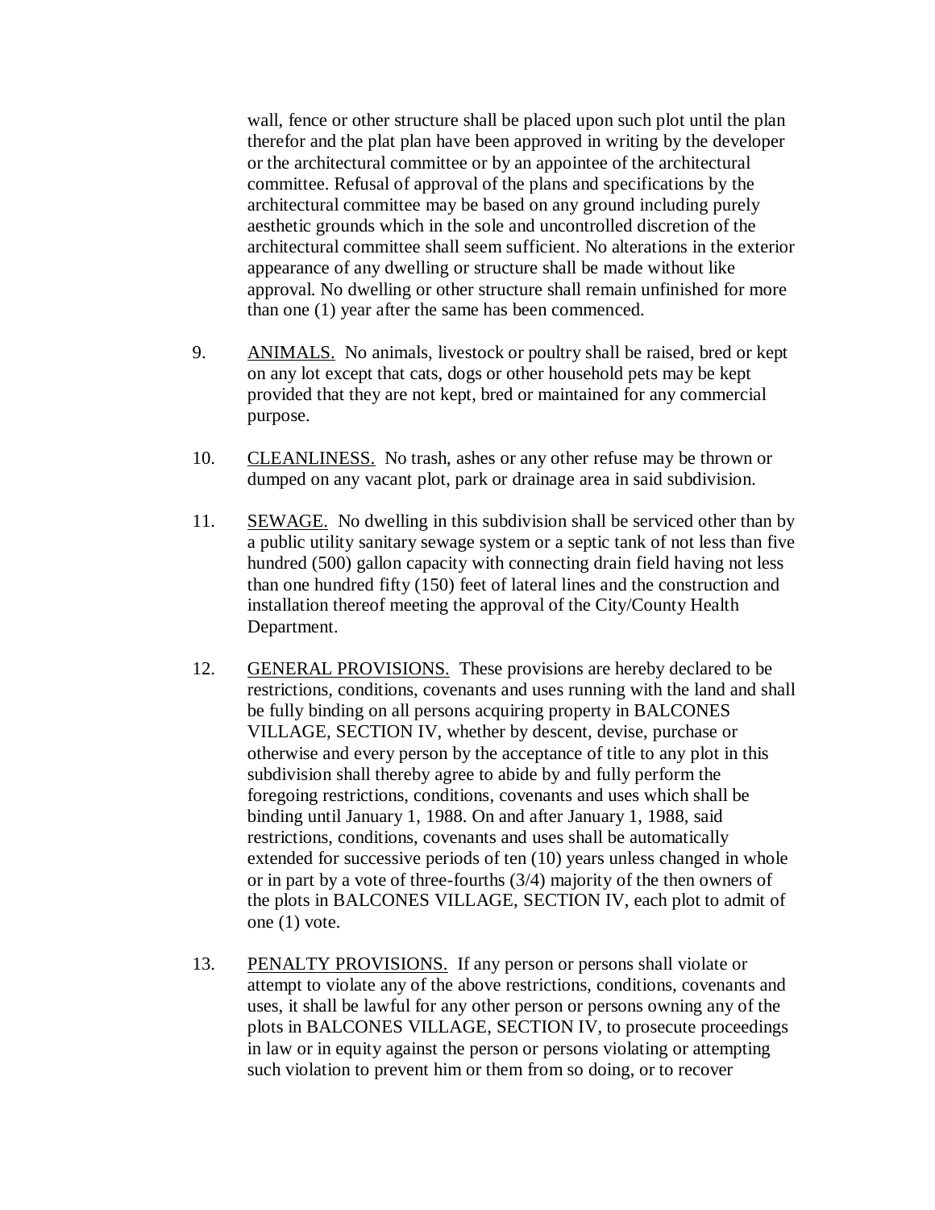wall, fence or other structure shall be placed upon such plot until the plan therefor and the plat plan have been approved in writing by the developer or the architectural committee or by an appointee of the architectural committee. Refusal of approval of the plans and specifications by the architectural committee may be based on any ground including purely aesthetic grounds which in the sole and uncontrolled discretion of the architectural committee shall seem sufficient. No alterations in the exterior appearance of any dwelling or structure shall be made without like approval. No dwelling or other structure shall remain unfinished for more than one (1) year after the same has been commenced.

9. <u>ANIMALS.</u> No animals, livestock or poultry shall be raised, bred or kept on any lot except that cats, dogs or other household pets may be kept provided that they are not kept, bred or maintained for any commercial purpose.

10. <u>CLEANLINESS.</u> No trash, ashes or any other refuse may be thrown or dumped on any vacant plot, park or drainage area in said subdivision.

11. <u>SEWAGE.</u> No dwelling in this subdivision shall be serviced other than by a public utility sanitary sewage system or a septic tank of not less than five hundred (500) gallon capacity with connecting drain field having not less than one hundred fifty (150) feet of lateral lines and the construction and installation thereof meeting the approval of the City/County Health Department.

12. <u>GENERAL PROVISIONS.</u> These provisions are hereby declared to be restrictions, conditions, covenants and uses running with the land and shall be fully binding on all persons acquiring property in BALCONES VILLAGE, SECTION IV, whether by descent, devise, purchase or otherwise and every person by the acceptance of title to any plot in this subdivision shall thereby agree to abide by and fully perform the foregoing restrictions, conditions, covenants and uses which shall be binding until January 1, 1988. On and after January 1, 1988, said restrictions, conditions, covenants and uses shall be automatically extended for successive periods of ten (10) years unless changed in whole or in part by a vote of three-fourths (3/4) majority of the then owners of the plots in BALCONES VILLAGE, SECTION IV, each plot to admit of one (1) vote.

13. <u>PENALTY PROVISIONS.</u> If any person or persons shall violate or attempt to violate any of the above restrictions, conditions, covenants and uses, it shall be lawful for any other person or persons owning any of the plots in BALCONES VILLAGE, SECTION IV, to prosecute proceedings in law or in equity against the person or persons violating or attempting such violation to prevent him or them from so doing, or to recover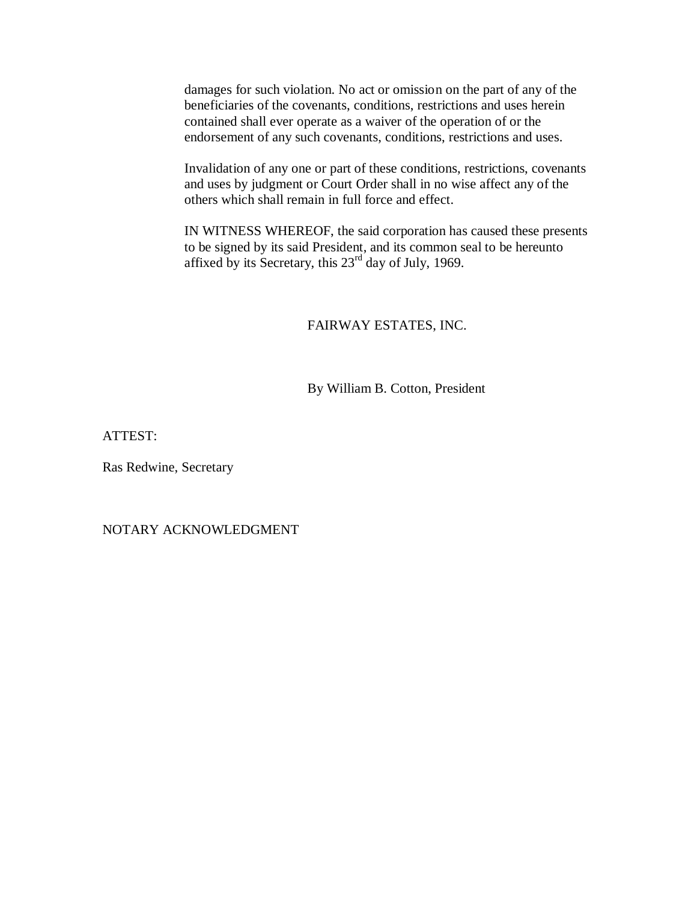damages for such violation. No act or omission on the part of any of the beneficiaries of the covenants, conditions, restrictions and uses herein contained shall ever operate as a waiver of the operation of or the endorsement of any such covenants, conditions, restrictions and uses.

Invalidation of any one or part of these conditions, restrictions, covenants and uses by judgment or Court Order shall in no wise affect any of the others which shall remain in full force and effect.

IN WITNESS WHEREOF, the said corporation has caused these presents to be signed by its said President, and its common seal to be hereunto affixed by its Secretary, this 23rd day of July, 1969.

FAIRWAY ESTATES, INC.

By William B. Cotton, President

ATTEST:

Ras Redwine, Secretary

NOTARY ACKNOWLEDGMENT